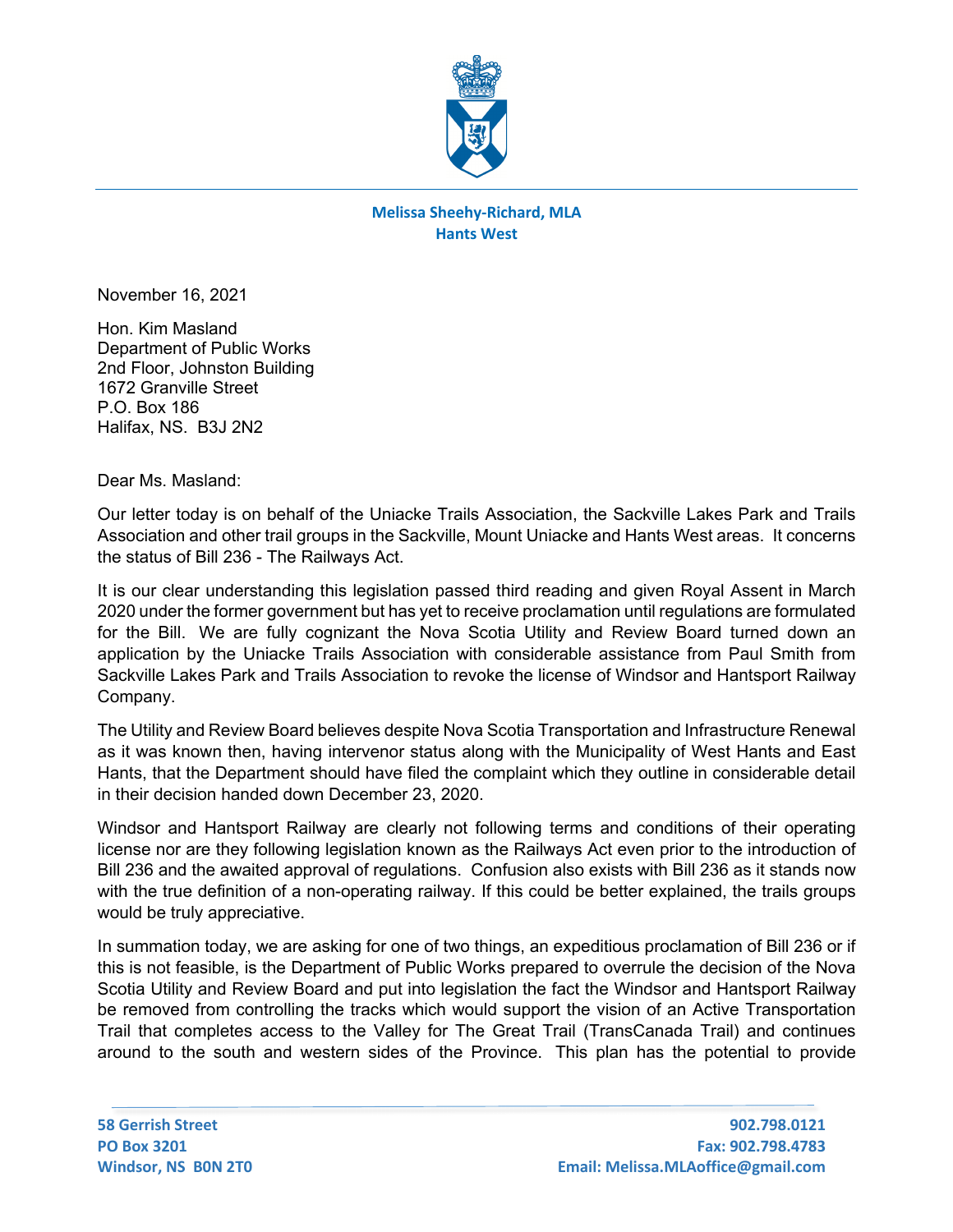**Melissa Sheehy-Richard, MLA**
**Hants West**

November 16, 2021

Hon. Kim Masland
Department of Public Works
2nd Floor, Johnston Building
1672 Granville Street
P.O. Box 186
Halifax, NS. B3J 2N2

Dear Ms. Masland:

Our letter today is on behalf of the Uniacke Trails Association, the Sackville Lakes Park and Trails Association and other trail groups in the Sackville, Mount Uniacke and Hants West areas. It concerns the status of Bill 236 - The Railways Act.

It is our clear understanding this legislation passed third reading and given Royal Assent in March 2020 under the former government but has yet to receive proclamation until regulations are formulated for the Bill. We are fully cognizant the Nova Scotia Utility and Review Board turned down an application by the Uniacke Trails Association with considerable assistance from Paul Smith from Sackville Lakes Park and Trails Association to revoke the license of Windsor and Hantsport Railway Company.

The Utility and Review Board believes despite Nova Scotia Transportation and Infrastructure Renewal as it was known then, having intervenor status along with the Municipality of West Hants and East Hants, that the Department should have filed the complaint which they outline in considerable detail in their decision handed down December 23, 2020.

Windsor and Hantsport Railway are clearly not following terms and conditions of their operating license nor are they following legislation known as the Railways Act even prior to the introduction of Bill 236 and the awaited approval of regulations. Confusion also exists with Bill 236 as it stands now with the true definition of a non-operating railway. If this could be better explained, the trails groups would be truly appreciative.

In summation today, we are asking for one of two things, an expeditious proclamation of Bill 236 or if this is not feasible, is the Department of Public Works prepared to overrule the decision of the Nova Scotia Utility and Review Board and put into legislation the fact the Windsor and Hantsport Railway be removed from controlling the tracks which would support the vision of an Active Transportation Trail that completes access to the Valley for The Great Trail (TransCanada Trail) and continues around to the south and western sides of the Province. This plan has the potential to provide

58 Gerrish Street
PO Box 3201
Windsor, NS B0N 2T0

902.798.0121
Fax: 902.798.4783
Email: Melissa.MLAoffice@gmail.com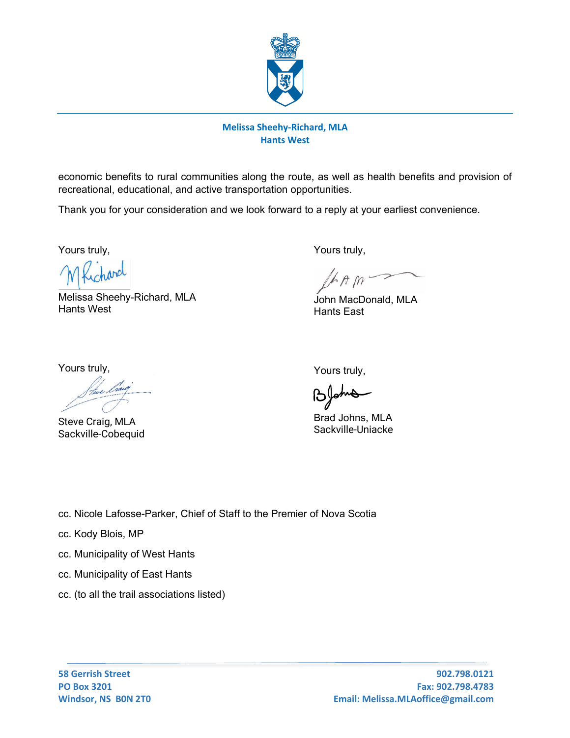economic benefits to rural communities along the route, as well as health benefits and provision of recreational, educational, and active transportation opportunities.

Thank you for your consideration and we look forward to a reply at your earliest convenience.

Yours truly,

Melissa Sheehy-Richard, MLA
Hants West

Yours truly,

John MacDonald, MLA
Hants East

Yours truly,

Steve Craig, MLA
Sackville-Cobequid

Yours truly,

Brad Johns, MLA
Sackville-Uniacke

cc. Nicole Lafosse-Parker, Chief of Staff to the Premier of Nova Scotia

cc. Kody Blois, MP

cc. Municipality of West Hants

cc. Municipality of East Hants

cc. (to all the trail associations listed)